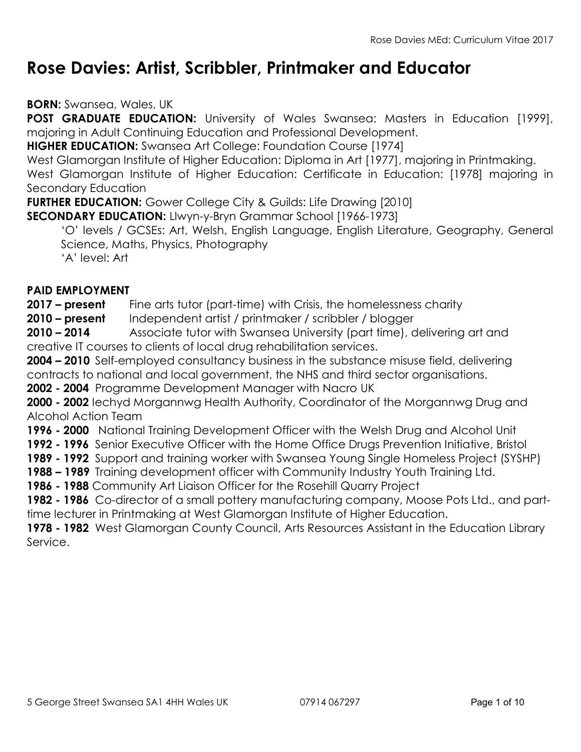# Rose Davies: Artist, Scribbler, Printmaker and Educator

**BORN:** Swansea, Wales, UK

**POST GRADUATE EDUCATION:** University of Wales Swansea: Masters in Education [1999], majoring in Adult Continuing Education and Professional Development.

**HIGHER EDUCATION:** Swansea Art College: Foundation Course [1974]

West Glamorgan Institute of Higher Education: Diploma in Art [1977], majoring in Printmaking.

West Glamorgan Institute of Higher Education: Certificate in Education: [1978] majoring in Secondary Education

**FURTHER EDUCATION:** Gower College City & Guilds: Life Drawing [2010]

**SECONDARY EDUCATION:** Llwyn-y-Bryn Grammar School [1966-1973]

> 'O' levels / GCSEs: Art, Welsh, English Language, English Literature, Geography, General Science, Maths, Physics, Photography
>
> 'A' level: Art

**PAID EMPLOYMENT**

**2017 – present** Fine arts tutor (part-time) with Crisis, the homelessness charity

**2010 – present** Independent artist / printmaker / scribbler / blogger

**2010 – 2014** Associate tutor with Swansea University (part time), delivering art and creative IT courses to clients of local drug rehabilitation services.

**2004 – 2010** Self-employed consultancy business in the substance misuse field, delivering contracts to national and local government, the NHS and third sector organisations.

**2002 - 2004** Programme Development Manager with Nacro UK

**2000 - 2002** Iechyd Morgannwg Health Authority, Coordinator of the Morgannwg Drug and Alcohol Action Team

**1996 - 2000** National Training Development Officer with the Welsh Drug and Alcohol Unit

**1992 - 1996** Senior Executive Officer with the Home Office Drugs Prevention Initiative, Bristol

**1989 - 1992** Support and training worker with Swansea Young Single Homeless Project (SYSHP)

**1988 – 1989** Training development officer with Community Industry Youth Training Ltd.

**1986 - 1988** Community Art Liaison Officer for the Rosehill Quarry Project

**1982 - 1986** Co-director of a small pottery manufacturing company, Moose Pots Ltd., and part-time lecturer in Printmaking at West Glamorgan Institute of Higher Education.

**1978 - 1982** West Glamorgan County Council, Arts Resources Assistant in the Education Library Service.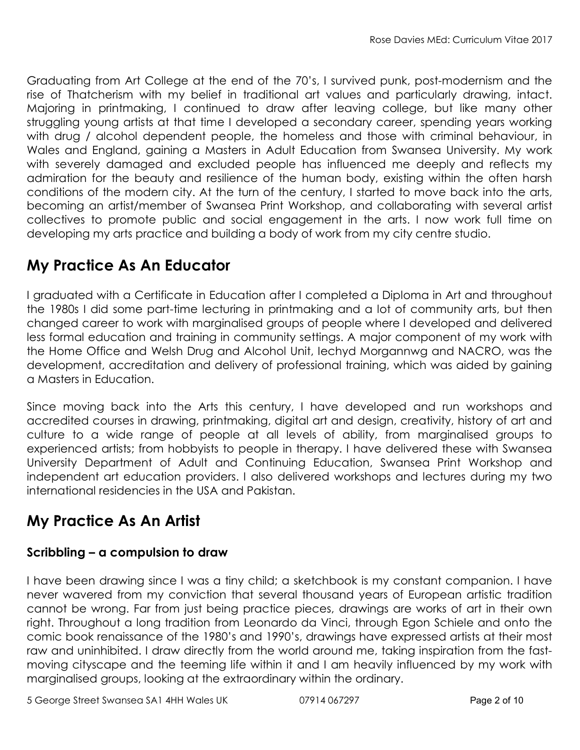Graduating from Art College at the end of the 70's, I survived punk, post-modernism and the rise of Thatcherism with my belief in traditional art values and particularly drawing, intact. Majoring in printmaking, I continued to draw after leaving college, but like many other struggling young artists at that time I developed a secondary career, spending years working with drug / alcohol dependent people, the homeless and those with criminal behaviour, in Wales and England, gaining a Masters in Adult Education from Swansea University. My work with severely damaged and excluded people has influenced me deeply and reflects my admiration for the beauty and resilience of the human body, existing within the often harsh conditions of the modern city. At the turn of the century, I started to move back into the arts, becoming an artist/member of Swansea Print Workshop, and collaborating with several artist collectives to promote public and social engagement in the arts. I now work full time on developing my arts practice and building a body of work from my city centre studio.

## My Practice As An Educator

I graduated with a Certificate in Education after I completed a Diploma in Art and throughout the 1980s I did some part-time lecturing in printmaking and a lot of community arts, but then changed career to work with marginalised groups of people where I developed and delivered less formal education and training in community settings. A major component of my work with the Home Office and Welsh Drug and Alcohol Unit, Iechyd Morgannwg and NACRO, was the development, accreditation and delivery of professional training, which was aided by gaining a Masters in Education.

Since moving back into the Arts this century, I have developed and run workshops and accredited courses in drawing, printmaking, digital art and design, creativity, history of art and culture to a wide range of people at all levels of ability, from marginalised groups to experienced artists; from hobbyists to people in therapy. I have delivered these with Swansea University Department of Adult and Continuing Education, Swansea Print Workshop and independent art education providers. I also delivered workshops and lectures during my two international residencies in the USA and Pakistan.

## My Practice As An Artist

### Scribbling – a compulsion to draw

I have been drawing since I was a tiny child; a sketchbook is my constant companion. I have never wavered from my conviction that several thousand years of European artistic tradition cannot be wrong. Far from just being practice pieces, drawings are works of art in their own right. Throughout a long tradition from Leonardo da Vinci, through Egon Schiele and onto the comic book renaissance of the 1980's and 1990's, drawings have expressed artists at their most raw and uninhibited. I draw directly from the world around me, taking inspiration from the fast-moving cityscape and the teeming life within it and I am heavily influenced by my work with marginalised groups, looking at the extraordinary within the ordinary.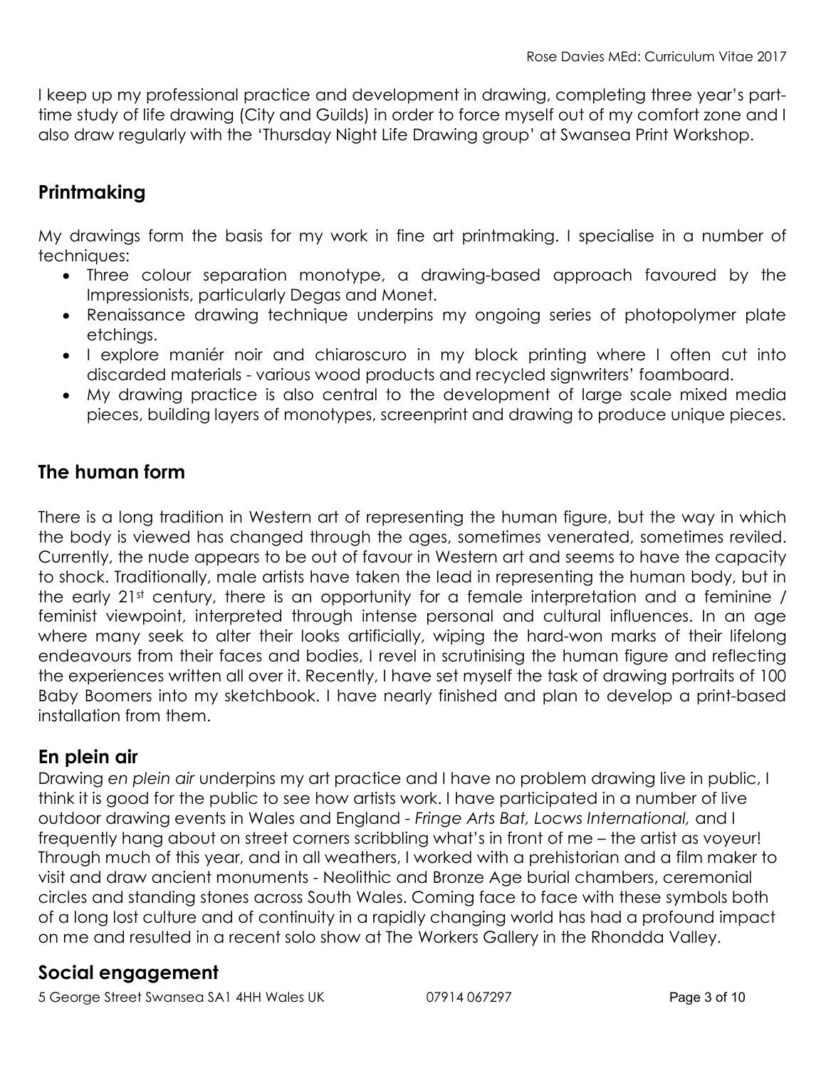I keep up my professional practice and development in drawing, completing three year's part-time study of life drawing (City and Guilds) in order to force myself out of my comfort zone and I also draw regularly with the 'Thursday Night Life Drawing group' at Swansea Print Workshop.

## Printmaking

My drawings form the basis for my work in fine art printmaking. I specialise in a number of techniques:

- Three colour separation monotype, a drawing-based approach favoured by the Impressionists, particularly Degas and Monet.
- Renaissance drawing technique underpins my ongoing series of photopolymer plate etchings.
- I explore maniér noir and chiaroscuro in my block printing where I often cut into discarded materials - various wood products and recycled signwriters' foamboard.
- My drawing practice is also central to the development of large scale mixed media pieces, building layers of monotypes, screenprint and drawing to produce unique pieces.

## The human form

There is a long tradition in Western art of representing the human figure, but the way in which the body is viewed has changed through the ages, sometimes venerated, sometimes reviled. Currently, the nude appears to be out of favour in Western art and seems to have the capacity to shock. Traditionally, male artists have taken the lead in representing the human body, but in the early 21st century, there is an opportunity for a female interpretation and a feminine / feminist viewpoint, interpreted through intense personal and cultural influences. In an age where many seek to alter their looks artificially, wiping the hard-won marks of their lifelong endeavours from their faces and bodies, I revel in scrutinising the human figure and reflecting the experiences written all over it. Recently, I have set myself the task of drawing portraits of 100 Baby Boomers into my sketchbook. I have nearly finished and plan to develop a print-based installation from them.

## En plein air

Drawing *en plein air* underpins my art practice and I have no problem drawing live in public, I think it is good for the public to see how artists work. I have participated in a number of live outdoor drawing events in Wales and England - *Fringe Arts Bat, Locws International,* and I frequently hang about on street corners scribbling what's in front of me – the artist as voyeur! Through much of this year, and in all weathers, I worked with a prehistorian and a film maker to visit and draw ancient monuments - Neolithic and Bronze Age burial chambers, ceremonial circles and standing stones across South Wales. Coming face to face with these symbols both of a long lost culture and of continuity in a rapidly changing world has had a profound impact on me and resulted in a recent solo show at The Workers Gallery in the Rhondda Valley.

## Social engagement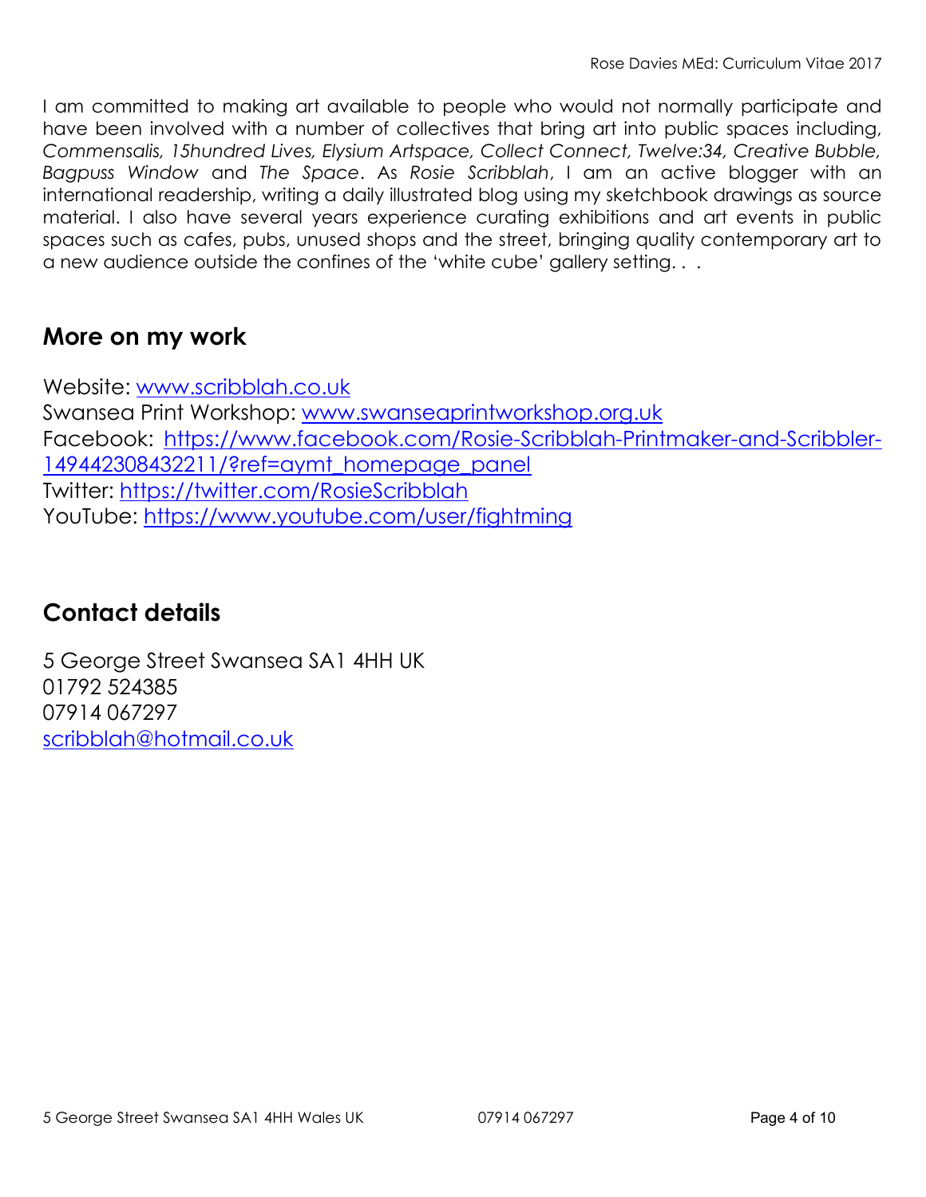I am committed to making art available to people who would not normally participate and have been involved with a number of collectives that bring art into public spaces including, *Commensalis, 15hundred Lives, Elysium Artspace, Collect Connect, Twelve:34, Creative Bubble, Bagpuss Window* and *The Space*. As *Rosie Scribblah*, I am an active blogger with an international readership, writing a daily illustrated blog using my sketchbook drawings as source material. I also have several years experience curating exhibitions and art events in public spaces such as cafes, pubs, unused shops and the street, bringing quality contemporary art to a new audience outside the confines of the 'white cube' gallery setting. . .

## More on my work

Website: www.scribblah.co.uk
Swansea Print Workshop: www.swanseaprintworkshop.org.uk
Facebook: https://www.facebook.com/Rosie-Scribblah-Printmaker-and-Scribbler-149442308432211/?ref=aymt_homepage_panel
Twitter: https://twitter.com/RosieScribblah
YouTube: https://www.youtube.com/user/fightming

## Contact details

5 George Street Swansea SA1 4HH UK
01792 524385
07914 067297
scribblah@hotmail.co.uk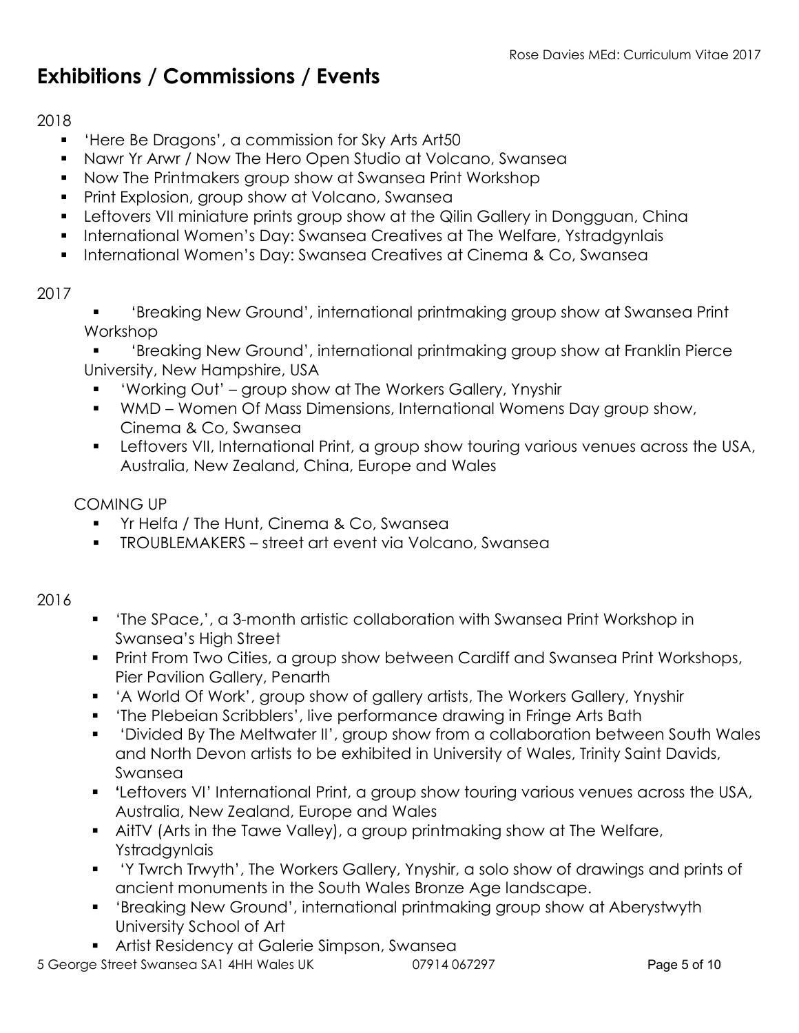## Exhibitions / Commissions / Events

2018

- 'Here Be Dragons', a commission for Sky Arts Art50
- Nawr Yr Arwr / Now The Hero Open Studio at Volcano, Swansea
- Now The Printmakers group show at Swansea Print Workshop
- Print Explosion, group show at Volcano, Swansea
- Leftovers VII miniature prints group show at the Qilin Gallery in Dongguan, China
- International Women's Day: Swansea Creatives at The Welfare, Ystradgynlais
- International Women's Day: Swansea Creatives at Cinema & Co, Swansea

2017

- 'Breaking New Ground', international printmaking group show at Swansea Print Workshop
- 'Breaking New Ground', international printmaking group show at Franklin Pierce University, New Hampshire, USA
- 'Working Out' – group show at The Workers Gallery, Ynyshir
- WMD – Women Of Mass Dimensions, International Womens Day group show, Cinema & Co, Swansea
- Leftovers VII, International Print, a group show touring various venues across the USA, Australia, New Zealand, China, Europe and Wales

COMING UP

- Yr Helfa / The Hunt, Cinema & Co, Swansea
- TROUBLEMAKERS – street art event via Volcano, Swansea

2016

- 'The SPace,', a 3-month artistic collaboration with Swansea Print Workshop in Swansea's High Street
- Print From Two Cities, a group show between Cardiff and Swansea Print Workshops, Pier Pavilion Gallery, Penarth
- 'A World Of Work', group show of gallery artists, The Workers Gallery, Ynyshir
- 'The Plebeian Scribblers', live performance drawing in Fringe Arts Bath
- 'Divided By The Meltwater II', group show from a collaboration between South Wales and North Devon artists to be exhibited in University of Wales, Trinity Saint Davids, Swansea
- 'Leftovers VI' International Print, a group show touring various venues across the USA, Australia, New Zealand, Europe and Wales
- AitTV (Arts in the Tawe Valley), a group printmaking show at The Welfare, Ystradgynlais
- 'Y Twrch Trwyth', The Workers Gallery, Ynyshir, a solo show of drawings and prints of ancient monuments in the South Wales Bronze Age landscape.
- 'Breaking New Ground', international printmaking group show at Aberystwyth University School of Art
- Artist Residency at Galerie Simpson, Swansea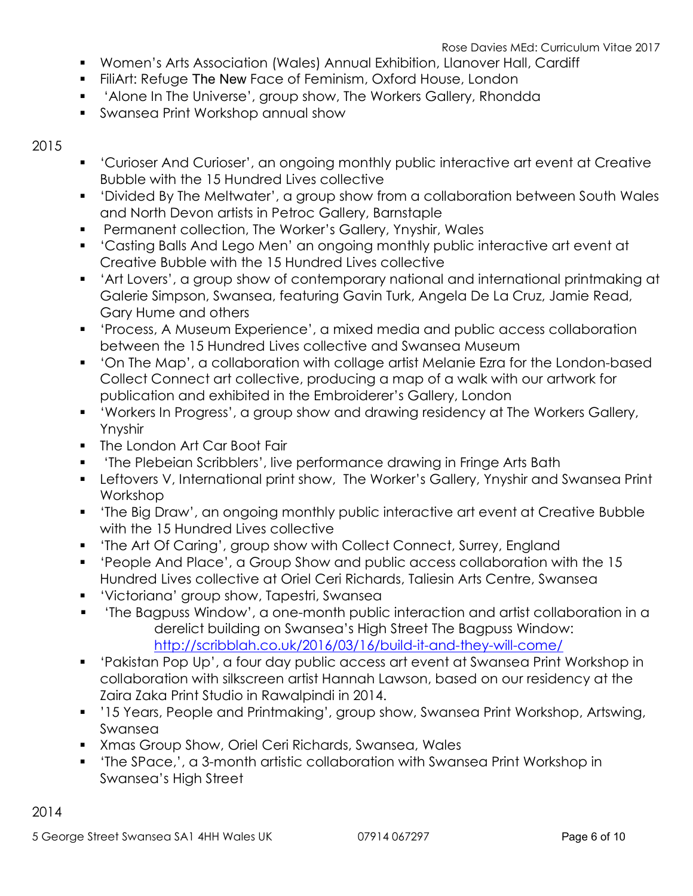- Women's Arts Association (Wales) Annual Exhibition, Llanover Hall, Cardiff
- FiliArt: Refuge The New Face of Feminism, Oxford House, London
- 'Alone In The Universe', group show, The Workers Gallery, Rhondda
- Swansea Print Workshop annual show

2015

- 'Curioser And Curioser', an ongoing monthly public interactive art event at Creative Bubble with the 15 Hundred Lives collective
- 'Divided By The Meltwater', a group show from a collaboration between South Wales and North Devon artists in Petroc Gallery, Barnstaple
- Permanent collection, The Worker's Gallery, Ynyshir, Wales
- 'Casting Balls And Lego Men' an ongoing monthly public interactive art event at Creative Bubble with the 15 Hundred Lives collective
- 'Art Lovers', a group show of contemporary national and international printmaking at Galerie Simpson, Swansea, featuring Gavin Turk, Angela De La Cruz, Jamie Read, Gary Hume and others
- 'Process, A Museum Experience', a mixed media and public access collaboration between the 15 Hundred Lives collective and Swansea Museum
- 'On The Map', a collaboration with collage artist Melanie Ezra for the London-based Collect Connect art collective, producing a map of a walk with our artwork for publication and exhibited in the Embroiderer's Gallery, London
- 'Workers In Progress', a group show and drawing residency at The Workers Gallery, Ynyshir
- The London Art Car Boot Fair
- 'The Plebeian Scribblers', live performance drawing in Fringe Arts Bath
- Leftovers V, International print show, The Worker's Gallery, Ynyshir and Swansea Print Workshop
- 'The Big Draw', an ongoing monthly public interactive art event at Creative Bubble with the 15 Hundred Lives collective
- 'The Art Of Caring', group show with Collect Connect, Surrey, England
- 'People And Place', a Group Show and public access collaboration with the 15 Hundred Lives collective at Oriel Ceri Richards, Taliesin Arts Centre, Swansea
- 'Victoriana' group show, Tapestri, Swansea
- 'The Bagpuss Window', a one-month public interaction and artist collaboration in a derelict building on Swansea's High Street The Bagpuss Window: [http://scribblah.co.uk/2016/03/16/build-it-and-they-will-come/](http://scribblah.co.uk/2016/03/16/build-it-and-they-will-come/)
- 'Pakistan Pop Up', a four day public access art event at Swansea Print Workshop in collaboration with silkscreen artist Hannah Lawson, based on our residency at the Zaira Zaka Print Studio in Rawalpindi in 2014.
- '15 Years, People and Printmaking', group show, Swansea Print Workshop, Artswing, Swansea
- Xmas Group Show, Oriel Ceri Richards, Swansea, Wales
- 'The SPace,', a 3-month artistic collaboration with Swansea Print Workshop in Swansea's High Street

2014

5 George Street Swansea SA1 4HH Wales UK 07914 067297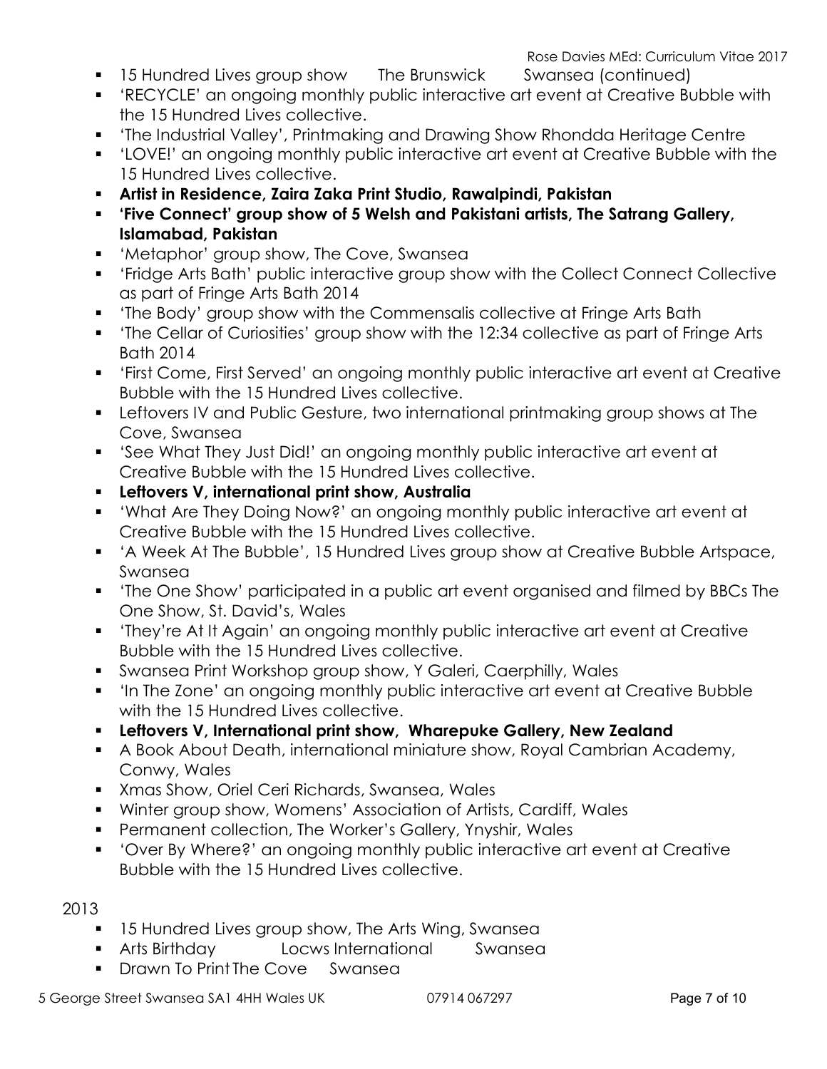- 15 Hundred Lives group show The Brunswick Swansea (continued)
- 'RECYCLE' an ongoing monthly public interactive art event at Creative Bubble with the 15 Hundred Lives collective.
- 'The Industrial Valley', Printmaking and Drawing Show Rhondda Heritage Centre
- 'LOVE!' an ongoing monthly public interactive art event at Creative Bubble with the 15 Hundred Lives collective.
- **Artist in Residence, Zaira Zaka Print Studio, Rawalpindi, Pakistan**
- **'Five Connect' group show of 5 Welsh and Pakistani artists, The Satrang Gallery, Islamabad, Pakistan**
- 'Metaphor' group show, The Cove, Swansea
- 'Fridge Arts Bath' public interactive group show with the Collect Connect Collective as part of Fringe Arts Bath 2014
- 'The Body' group show with the Commensalis collective at Fringe Arts Bath
- 'The Cellar of Curiosities' group show with the 12:34 collective as part of Fringe Arts Bath 2014
- 'First Come, First Served' an ongoing monthly public interactive art event at Creative Bubble with the 15 Hundred Lives collective.
- Leftovers IV and Public Gesture, two international printmaking group shows at The Cove, Swansea
- 'See What They Just Did!' an ongoing monthly public interactive art event at Creative Bubble with the 15 Hundred Lives collective.
- **Leftovers V, international print show, Australia**
- 'What Are They Doing Now?' an ongoing monthly public interactive art event at Creative Bubble with the 15 Hundred Lives collective.
- 'A Week At The Bubble', 15 Hundred Lives group show at Creative Bubble Artspace, Swansea
- 'The One Show' participated in a public art event organised and filmed by BBCs The One Show, St. David's, Wales
- 'They're At It Again' an ongoing monthly public interactive art event at Creative Bubble with the 15 Hundred Lives collective.
- Swansea Print Workshop group show, Y Galeri, Caerphilly, Wales
- 'In The Zone' an ongoing monthly public interactive art event at Creative Bubble with the 15 Hundred Lives collective.
- **Leftovers V, International print show, Wharepuke Gallery, New Zealand**
- A Book About Death, international miniature show, Royal Cambrian Academy, Conwy, Wales
- Xmas Show, Oriel Ceri Richards, Swansea, Wales
- Winter group show, Womens' Association of Artists, Cardiff, Wales
- Permanent collection, The Worker's Gallery, Ynyshir, Wales
- 'Over By Where?' an ongoing monthly public interactive art event at Creative Bubble with the 15 Hundred Lives collective.

2013

- 15 Hundred Lives group show, The Arts Wing, Swansea
- Arts Birthday Locws International Swansea
- Drawn To Print The Cove Swansea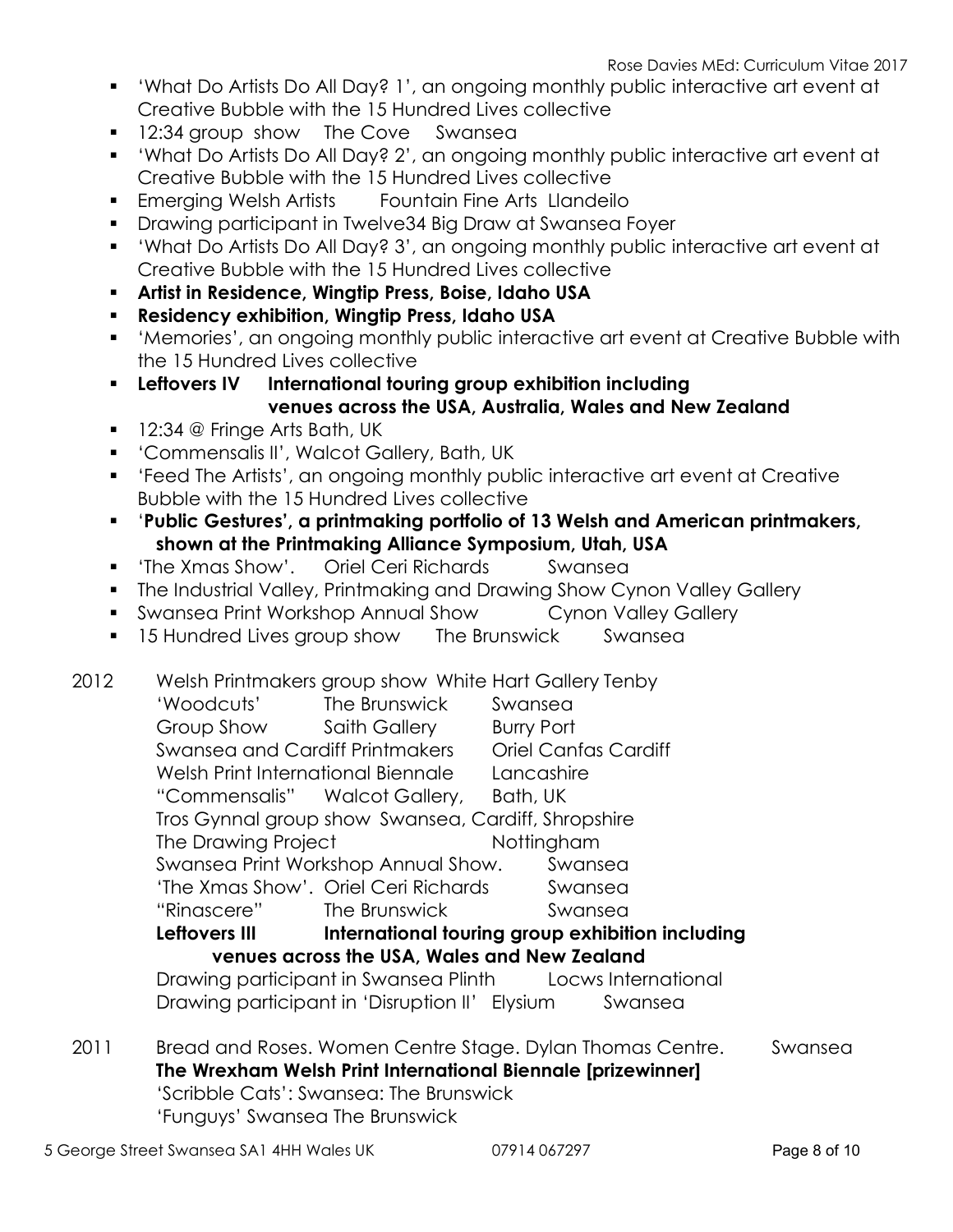- 'What Do Artists Do All Day? 1', an ongoing monthly public interactive art event at Creative Bubble with the 15 Hundred Lives collective
- 12:34 group show The Cove Swansea
- 'What Do Artists Do All Day? 2', an ongoing monthly public interactive art event at Creative Bubble with the 15 Hundred Lives collective
- Emerging Welsh Artists Fountain Fine Arts Llandeilo
- Drawing participant in Twelve34 Big Draw at Swansea Foyer
- 'What Do Artists Do All Day? 3', an ongoing monthly public interactive art event at Creative Bubble with the 15 Hundred Lives collective
- **Artist in Residence, Wingtip Press, Boise, Idaho USA**
- **Residency exhibition, Wingtip Press, Idaho USA**
- 'Memories', an ongoing monthly public interactive art event at Creative Bubble with the 15 Hundred Lives collective
- **Leftovers IV International touring group exhibition including venues across the USA, Australia, Wales and New Zealand**
- 12:34 @ Fringe Arts Bath, UK
- 'Commensalis II', Walcot Gallery, Bath, UK
- 'Feed The Artists', an ongoing monthly public interactive art event at Creative Bubble with the 15 Hundred Lives collective
- **'Public Gestures', a printmaking portfolio of 13 Welsh and American printmakers, shown at the Printmaking Alliance Symposium, Utah, USA**
- 'The Xmas Show'. Oriel Ceri Richards Swansea
- The Industrial Valley, Printmaking and Drawing Show Cynon Valley Gallery
- Swansea Print Workshop Annual Show Cynon Valley Gallery
- 15 Hundred Lives group show The Brunswick Swansea

2012 Welsh Printmakers group show White Hart Gallery Tenby
'Woodcuts' The Brunswick Swansea
Group Show Saith Gallery Burry Port
Swansea and Cardiff Printmakers Oriel Canfas Cardiff
Welsh Print International Biennale Lancashire
"Commensalis" Walcot Gallery, Bath, UK
Tros Gynnal group show Swansea, Cardiff, Shropshire
The Drawing Project Nottingham
Swansea Print Workshop Annual Show. Swansea
'The Xmas Show'. Oriel Ceri Richards Swansea
"Rinascere" The Brunswick Swansea
**Leftovers III International touring group exhibition including venues across the USA, Wales and New Zealand**
Drawing participant in Swansea Plinth Locws International
Drawing participant in 'Disruption II' Elysium Swansea

2011 Bread and Roses. Women Centre Stage. Dylan Thomas Centre. Swansea
**The Wrexham Welsh Print International Biennale [prizewinner]**
'Scribble Cats': Swansea: The Brunswick
'Funguys' Swansea The Brunswick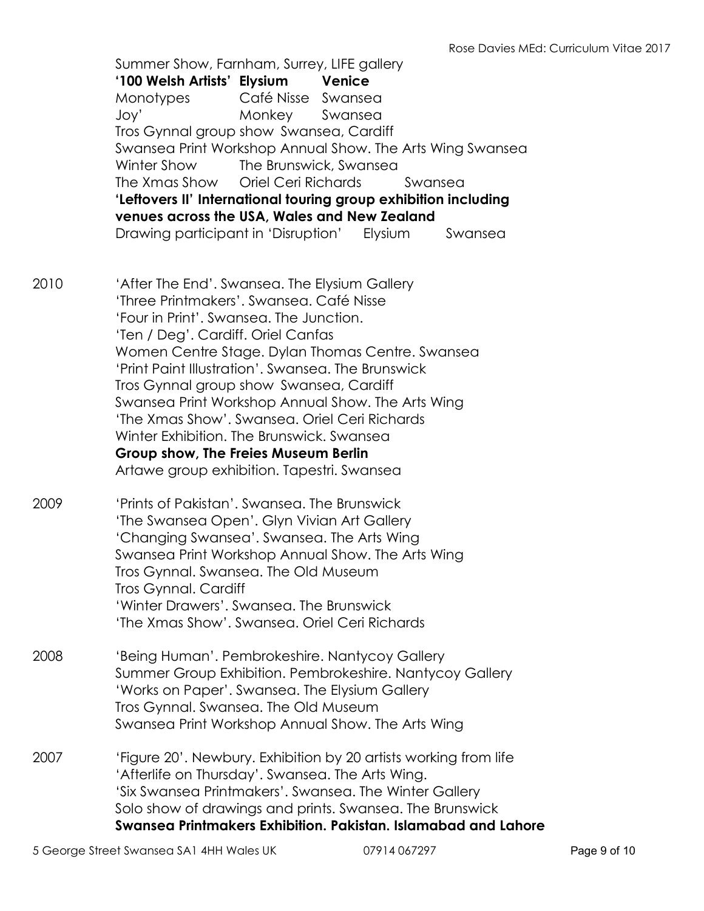Summer Show, Farnham, Surrey, LIFE gallery
**'100 Welsh Artists' Elysium Venice**
Monotypes Café Nisse Swansea
Joy' Monkey Swansea
Tros Gynnal group show Swansea, Cardiff
Swansea Print Workshop Annual Show. The Arts Wing Swansea
Winter Show The Brunswick, Swansea
The Xmas Show Oriel Ceri Richards Swansea
**'Leftovers II' International touring group exhibition including venues across the USA, Wales and New Zealand**
Drawing participant in 'Disruption' Elysium Swansea

2010
'After The End'. Swansea. The Elysium Gallery
'Three Printmakers'. Swansea. Café Nisse
'Four in Print'. Swansea. The Junction.
'Ten / Deg'. Cardiff. Oriel Canfas
Women Centre Stage. Dylan Thomas Centre. Swansea
'Print Paint Illustration'. Swansea. The Brunswick
Tros Gynnal group show Swansea, Cardiff
Swansea Print Workshop Annual Show. The Arts Wing
'The Xmas Show'. Swansea. Oriel Ceri Richards
Winter Exhibition. The Brunswick. Swansea
**Group show, The Freies Museum Berlin**
Artawe group exhibition. Tapestri. Swansea

2009
'Prints of Pakistan'. Swansea. The Brunswick
'The Swansea Open'. Glyn Vivian Art Gallery
'Changing Swansea'. Swansea. The Arts Wing
Swansea Print Workshop Annual Show. The Arts Wing
Tros Gynnal. Swansea. The Old Museum
Tros Gynnal. Cardiff
'Winter Drawers'. Swansea. The Brunswick
'The Xmas Show'. Swansea. Oriel Ceri Richards

2008
'Being Human'. Pembrokeshire. Nantycoy Gallery
Summer Group Exhibition. Pembrokeshire. Nantycoy Gallery
'Works on Paper'. Swansea. The Elysium Gallery
Tros Gynnal. Swansea. The Old Museum
Swansea Print Workshop Annual Show. The Arts Wing

2007
'Figure 20'. Newbury. Exhibition by 20 artists working from life
'Afterlife on Thursday'. Swansea. The Arts Wing.
'Six Swansea Printmakers'. Swansea. The Winter Gallery
Solo show of drawings and prints. Swansea. The Brunswick
**Swansea Printmakers Exhibition. Pakistan. Islamabad and Lahore**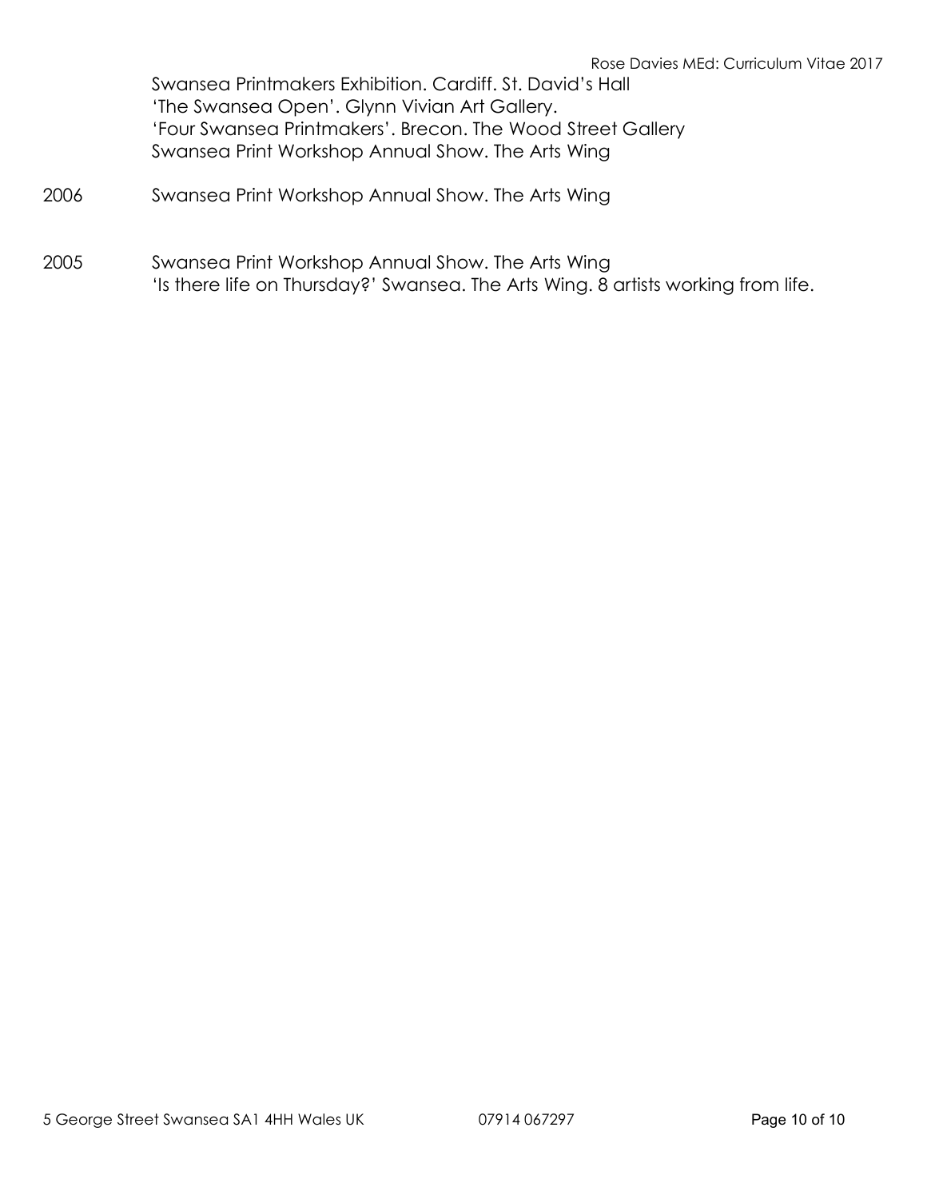Swansea Printmakers Exhibition. Cardiff. St. David's Hall
'The Swansea Open'. Glynn Vivian Art Gallery.
'Four Swansea Printmakers'. Brecon. The Wood Street Gallery
Swansea Print Workshop Annual Show. The Arts Wing

2006 Swansea Print Workshop Annual Show. The Arts Wing

2005 Swansea Print Workshop Annual Show. The Arts Wing
'Is there life on Thursday?' Swansea. The Arts Wing. 8 artists working from life.